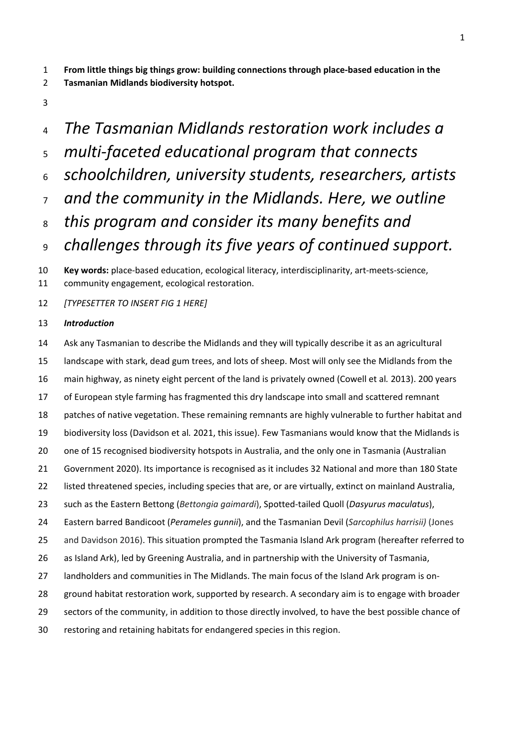**From little things big things grow: building connections through place-based education in the Tasmanian Midlands biodiversity hotspot.**

*The Tasmanian Midlands restoration work includes a multi-faceted educational program that connects schoolchildren, university students, researchers, artists and the community in the Midlands. Here, we outline this program and consider its many benefits and challenges through its five years of continued support.*

**Key words:** place-based education, ecological literacy, interdisciplinarity, art-meets-science, community engagement, ecological restoration.

*[TYPESETTER TO INSERT FIG 1 HERE]*

### *Introduction*

Ask any Tasmanian to describe the Midlands and they will typically describe it as an agricultural landscape with stark, dead gum trees, and lots of sheep. Most will only see the Midlands from the main highway, as ninety eight percent of the land is privately owned (Cowell et al*.* 2013). 200 years of European style farming has fragmented this dry landscape into small and scattered remnant patches of native vegetation. These remaining remnants are highly vulnerable to further habitat and biodiversity loss (Davidson et al*.* 2021, this issue). Few Tasmanians would know that the Midlands is one of 15 recognised biodiversity hotspots in Australia, and the only one in Tasmania (Australian Government 2020). Its importance is recognised as it includes 32 National and more than 180 State listed threatened species, including species that are, or are virtually, extinct on mainland Australia, such as the Eastern Bettong (*Bettongia gaimardi*), Spotted-tailed Quoll (*Dasyurus maculatus*), Eastern barred Bandicoot (*Perameles gunnii*), and the Tasmanian Devil (*Sarcophilus harrisii)* (Jones and Davidson 2016). This situation prompted the Tasmania Island Ark program (hereafter referred to as Island Ark), led by Greening Australia, and in partnership with the University of Tasmania, landholders and communities in The Midlands. The main focus of the Island Ark program is on-ground habitat restoration work, supported by research. A secondary aim is to engage with broader sectors of the community, in addition to those directly involved, to have the best possible chance of restoring and retaining habitats for endangered species in this region.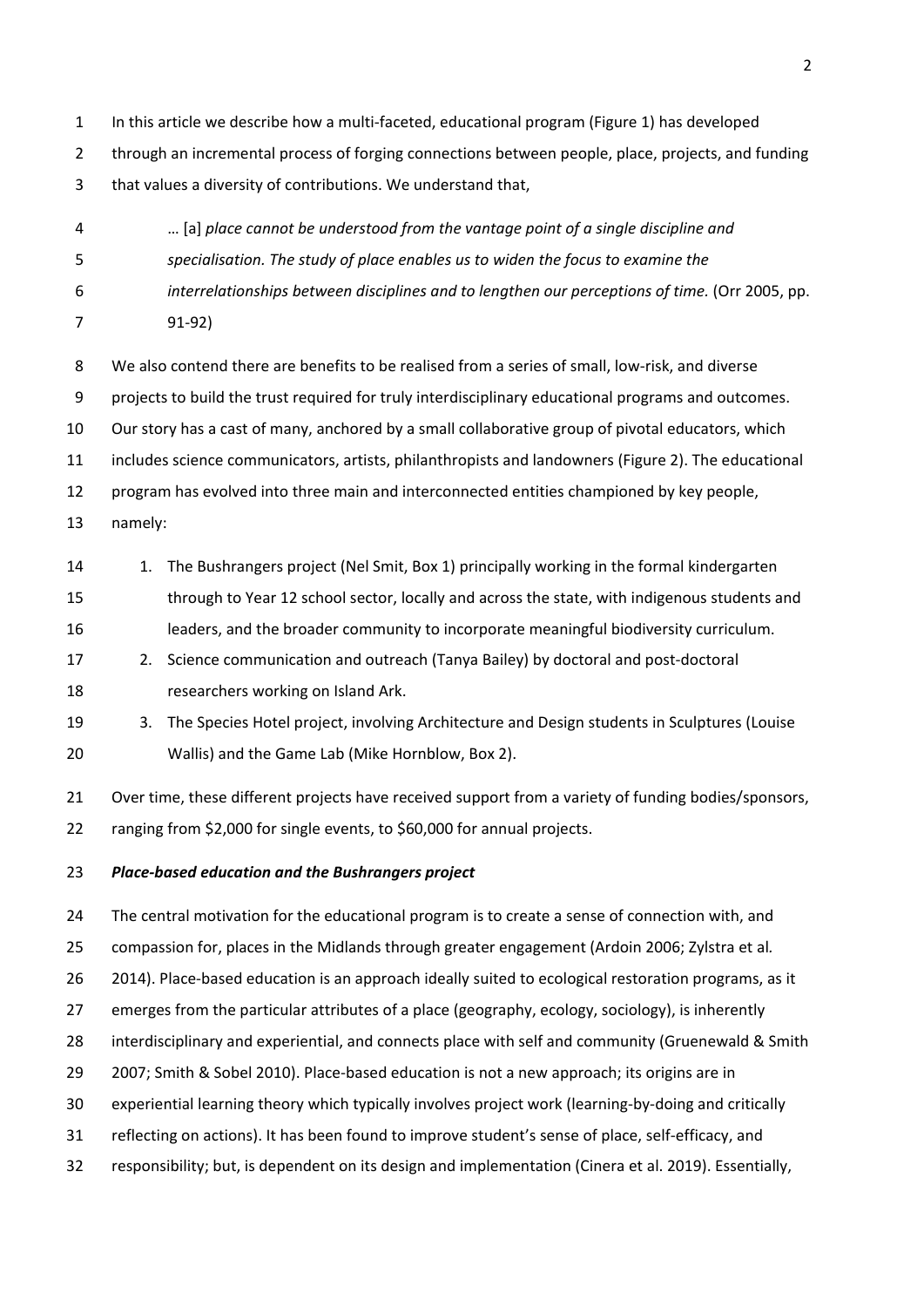In this article we describe how a multi-faceted, educational program (Figure 1) has developed through an incremental process of forging connections between people, place, projects, and funding that values a diversity of contributions. We understand that,

> … [a] *place cannot be understood from the vantage point of a single discipline and specialisation. The study of place enables us to widen the focus to examine the interrelationships between disciplines and to lengthen our perceptions of time.* (Orr 2005, pp. 91-92)

We also contend there are benefits to be realised from a series of small, low-risk, and diverse projects to build the trust required for truly interdisciplinary educational programs and outcomes. Our story has a cast of many, anchored by a small collaborative group of pivotal educators, which includes science communicators, artists, philanthropists and landowners (Figure 2). The educational program has evolved into three main and interconnected entities championed by key people, namely:

1. The Bushrangers project (Nel Smit, Box 1) principally working in the formal kindergarten through to Year 12 school sector, locally and across the state, with indigenous students and leaders, and the broader community to incorporate meaningful biodiversity curriculum.
2. Science communication and outreach (Tanya Bailey) by doctoral and post-doctoral researchers working on Island Ark.
3. The Species Hotel project, involving Architecture and Design students in Sculptures (Louise Wallis) and the Game Lab (Mike Hornblow, Box 2).

Over time, these different projects have received support from a variety of funding bodies/sponsors, ranging from $2,000 for single events, to $60,000 for annual projects.

***Place-based education and the Bushrangers project***

The central motivation for the educational program is to create a sense of connection with, and compassion for, places in the Midlands through greater engagement (Ardoin 2006; Zylstra et al*.* 2014). Place-based education is an approach ideally suited to ecological restoration programs, as it emerges from the particular attributes of a place (geography, ecology, sociology), is inherently interdisciplinary and experiential, and connects place with self and community (Gruenewald & Smith 2007; Smith & Sobel 2010). Place-based education is not a new approach; its origins are in experiential learning theory which typically involves project work (learning-by-doing and critically reflecting on actions). It has been found to improve student's sense of place, self-efficacy, and responsibility; but, is dependent on its design and implementation (Cinera et al. 2019). Essentially,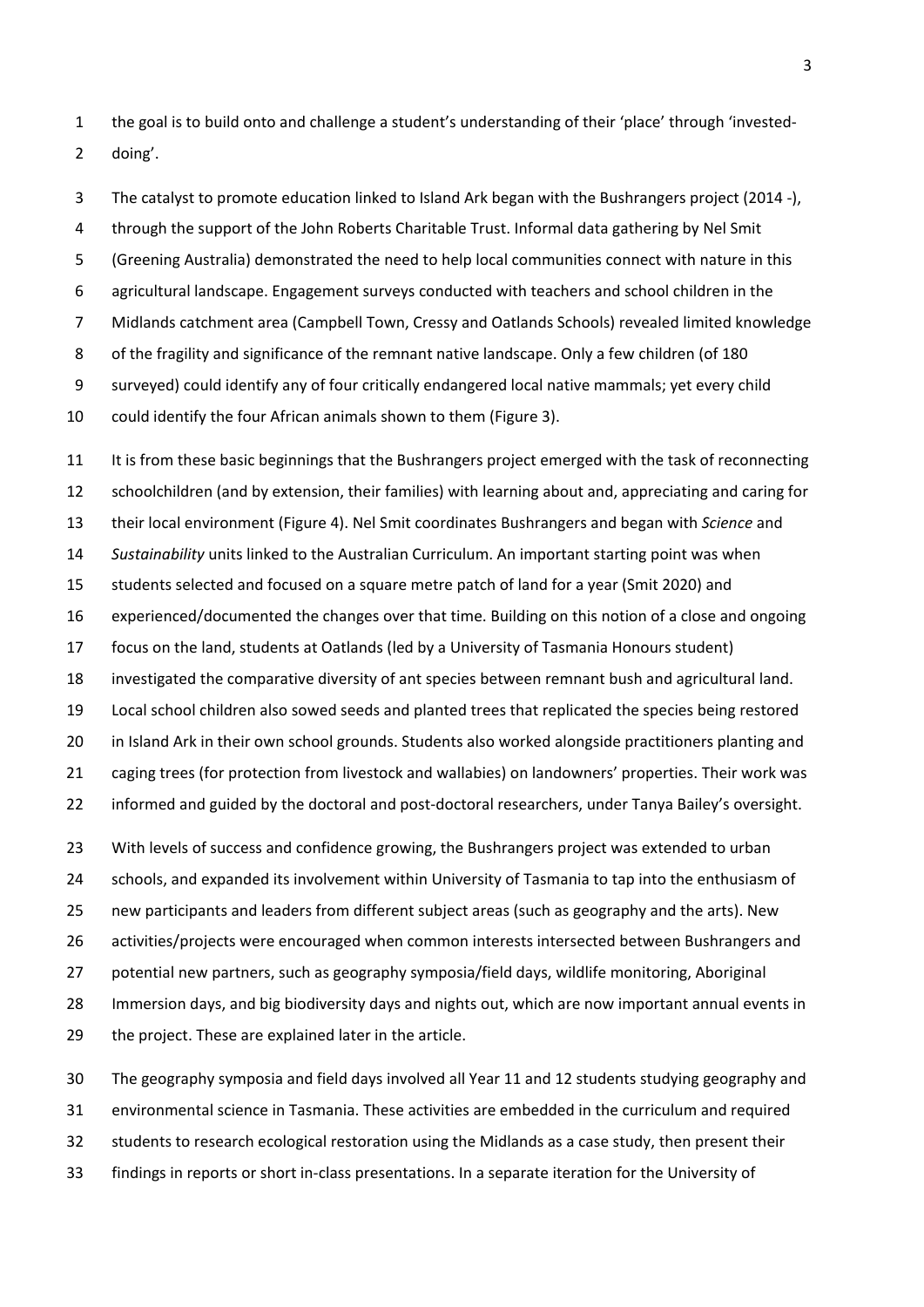the goal is to build onto and challenge a student's understanding of their 'place' through 'invested-doing'.

The catalyst to promote education linked to Island Ark began with the Bushrangers project (2014 -), through the support of the John Roberts Charitable Trust. Informal data gathering by Nel Smit (Greening Australia) demonstrated the need to help local communities connect with nature in this agricultural landscape. Engagement surveys conducted with teachers and school children in the Midlands catchment area (Campbell Town, Cressy and Oatlands Schools) revealed limited knowledge of the fragility and significance of the remnant native landscape. Only a few children (of 180 surveyed) could identify any of four critically endangered local native mammals; yet every child could identify the four African animals shown to them (Figure 3).

It is from these basic beginnings that the Bushrangers project emerged with the task of reconnecting schoolchildren (and by extension, their families) with learning about and, appreciating and caring for their local environment (Figure 4). Nel Smit coordinates Bushrangers and began with *Science* and *Sustainability* units linked to the Australian Curriculum. An important starting point was when students selected and focused on a square metre patch of land for a year (Smit 2020) and experienced/documented the changes over that time. Building on this notion of a close and ongoing focus on the land, students at Oatlands (led by a University of Tasmania Honours student) investigated the comparative diversity of ant species between remnant bush and agricultural land. Local school children also sowed seeds and planted trees that replicated the species being restored in Island Ark in their own school grounds. Students also worked alongside practitioners planting and caging trees (for protection from livestock and wallabies) on landowners' properties. Their work was informed and guided by the doctoral and post-doctoral researchers, under Tanya Bailey's oversight.

With levels of success and confidence growing, the Bushrangers project was extended to urban schools, and expanded its involvement within University of Tasmania to tap into the enthusiasm of new participants and leaders from different subject areas (such as geography and the arts). New activities/projects were encouraged when common interests intersected between Bushrangers and potential new partners, such as geography symposia/field days, wildlife monitoring, Aboriginal Immersion days, and big biodiversity days and nights out, which are now important annual events in the project. These are explained later in the article.

The geography symposia and field days involved all Year 11 and 12 students studying geography and environmental science in Tasmania. These activities are embedded in the curriculum and required students to research ecological restoration using the Midlands as a case study, then present their findings in reports or short in-class presentations. In a separate iteration for the University of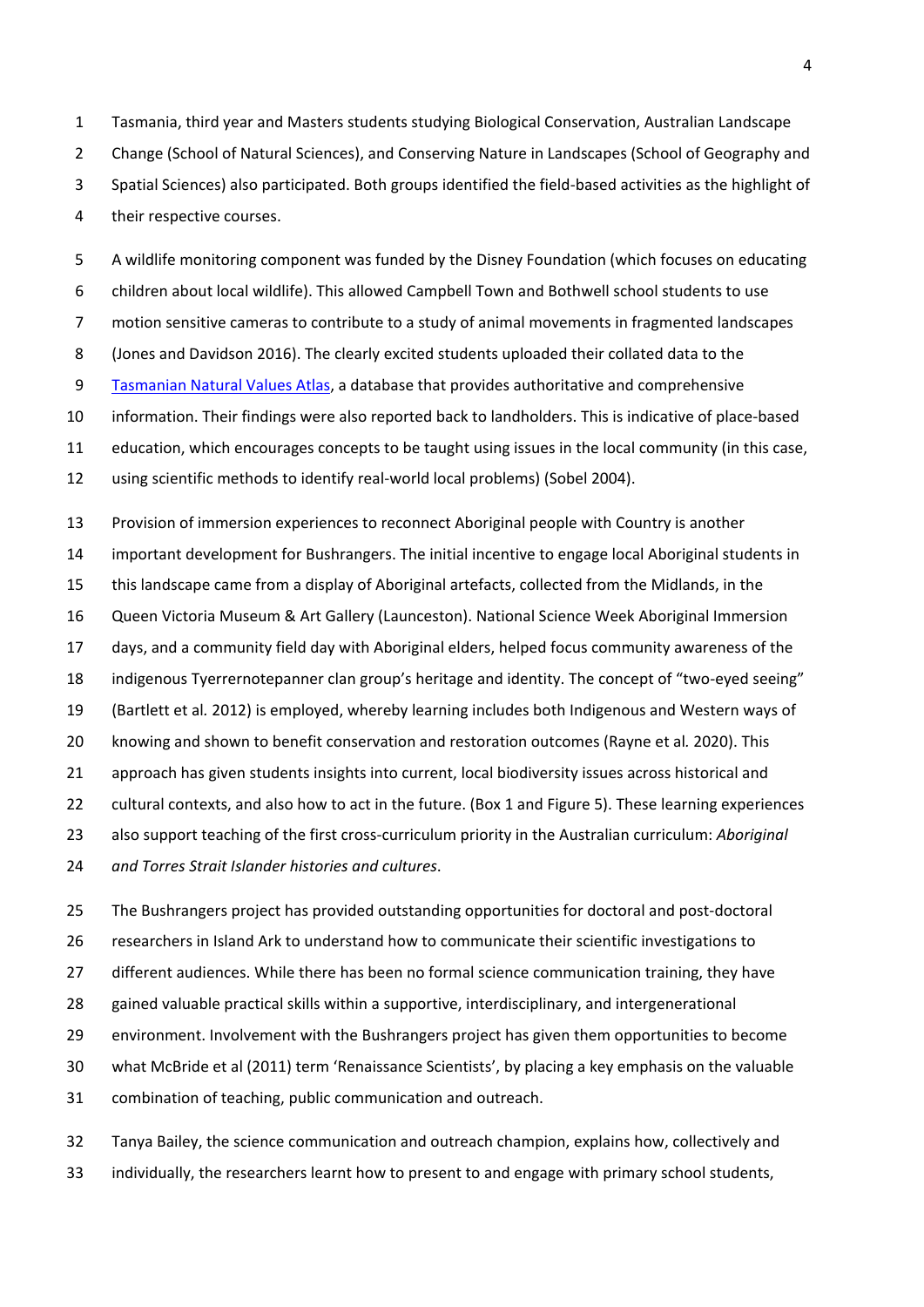Tasmania, third year and Masters students studying Biological Conservation, Australian Landscape Change (School of Natural Sciences), and Conserving Nature in Landscapes (School of Geography and Spatial Sciences) also participated. Both groups identified the field-based activities as the highlight of their respective courses.

A wildlife monitoring component was funded by the Disney Foundation (which focuses on educating children about local wildlife). This allowed Campbell Town and Bothwell school students to use motion sensitive cameras to contribute to a study of animal movements in fragmented landscapes (Jones and Davidson 2016). The clearly excited students uploaded their collated data to the Tasmanian Natural Values Atlas, a database that provides authoritative and comprehensive information. Their findings were also reported back to landholders. This is indicative of place-based education, which encourages concepts to be taught using issues in the local community (in this case, using scientific methods to identify real-world local problems) (Sobel 2004).

Provision of immersion experiences to reconnect Aboriginal people with Country is another important development for Bushrangers. The initial incentive to engage local Aboriginal students in this landscape came from a display of Aboriginal artefacts, collected from the Midlands, in the Queen Victoria Museum & Art Gallery (Launceston). National Science Week Aboriginal Immersion days, and a community field day with Aboriginal elders, helped focus community awareness of the indigenous Tyerrernotepanner clan group's heritage and identity. The concept of "two-eyed seeing" (Bartlett et al. 2012) is employed, whereby learning includes both Indigenous and Western ways of knowing and shown to benefit conservation and restoration outcomes (Rayne et al*.* 2020). This approach has given students insights into current, local biodiversity issues across historical and cultural contexts, and also how to act in the future. (Box 1 and Figure 5). These learning experiences also support teaching of the first cross-curriculum priority in the Australian curriculum: *Aboriginal and Torres Strait Islander histories and cultures*.

The Bushrangers project has provided outstanding opportunities for doctoral and post-doctoral researchers in Island Ark to understand how to communicate their scientific investigations to different audiences. While there has been no formal science communication training, they have gained valuable practical skills within a supportive, interdisciplinary, and intergenerational environment. Involvement with the Bushrangers project has given them opportunities to become what McBride et al (2011) term 'Renaissance Scientists', by placing a key emphasis on the valuable combination of teaching, public communication and outreach.

Tanya Bailey, the science communication and outreach champion, explains how, collectively and individually, the researchers learnt how to present to and engage with primary school students,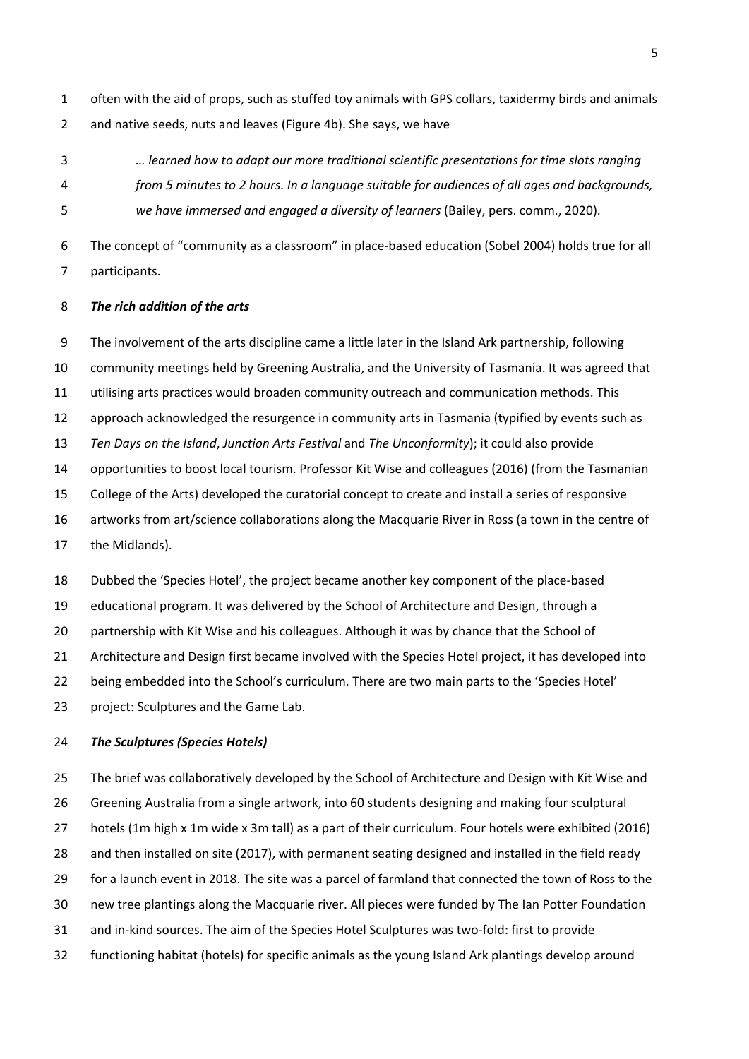often with the aid of props, such as stuffed toy animals with GPS collars, taxidermy birds and animals and native seeds, nuts and leaves (Figure 4b). She says, we have

> *… learned how to adapt our more traditional scientific presentations for time slots ranging from 5 minutes to 2 hours. In a language suitable for audiences of all ages and backgrounds, we have immersed and engaged a diversity of learners* (Bailey, pers. comm., 2020).

The concept of "community as a classroom" in place-based education (Sobel 2004) holds true for all participants.

### *The rich addition of the arts*

The involvement of the arts discipline came a little later in the Island Ark partnership, following community meetings held by Greening Australia, and the University of Tasmania. It was agreed that utilising arts practices would broaden community outreach and communication methods. This approach acknowledged the resurgence in community arts in Tasmania (typified by events such as *Ten Days on the Island*, *Junction Arts Festival* and *The Unconformity*); it could also provide opportunities to boost local tourism. Professor Kit Wise and colleagues (2016) (from the Tasmanian College of the Arts) developed the curatorial concept to create and install a series of responsive artworks from art/science collaborations along the Macquarie River in Ross (a town in the centre of the Midlands).

Dubbed the 'Species Hotel', the project became another key component of the place-based educational program. It was delivered by the School of Architecture and Design, through a partnership with Kit Wise and his colleagues. Although it was by chance that the School of Architecture and Design first became involved with the Species Hotel project, it has developed into being embedded into the School's curriculum. There are two main parts to the 'Species Hotel' project: Sculptures and the Game Lab.

### *The Sculptures (Species Hotels)*

The brief was collaboratively developed by the School of Architecture and Design with Kit Wise and Greening Australia from a single artwork, into 60 students designing and making four sculptural hotels (1m high x 1m wide x 3m tall) as a part of their curriculum. Four hotels were exhibited (2016) and then installed on site (2017), with permanent seating designed and installed in the field ready for a launch event in 2018. The site was a parcel of farmland that connected the town of Ross to the new tree plantings along the Macquarie river. All pieces were funded by The Ian Potter Foundation and in-kind sources. The aim of the Species Hotel Sculptures was two-fold: first to provide functioning habitat (hotels) for specific animals as the young Island Ark plantings develop around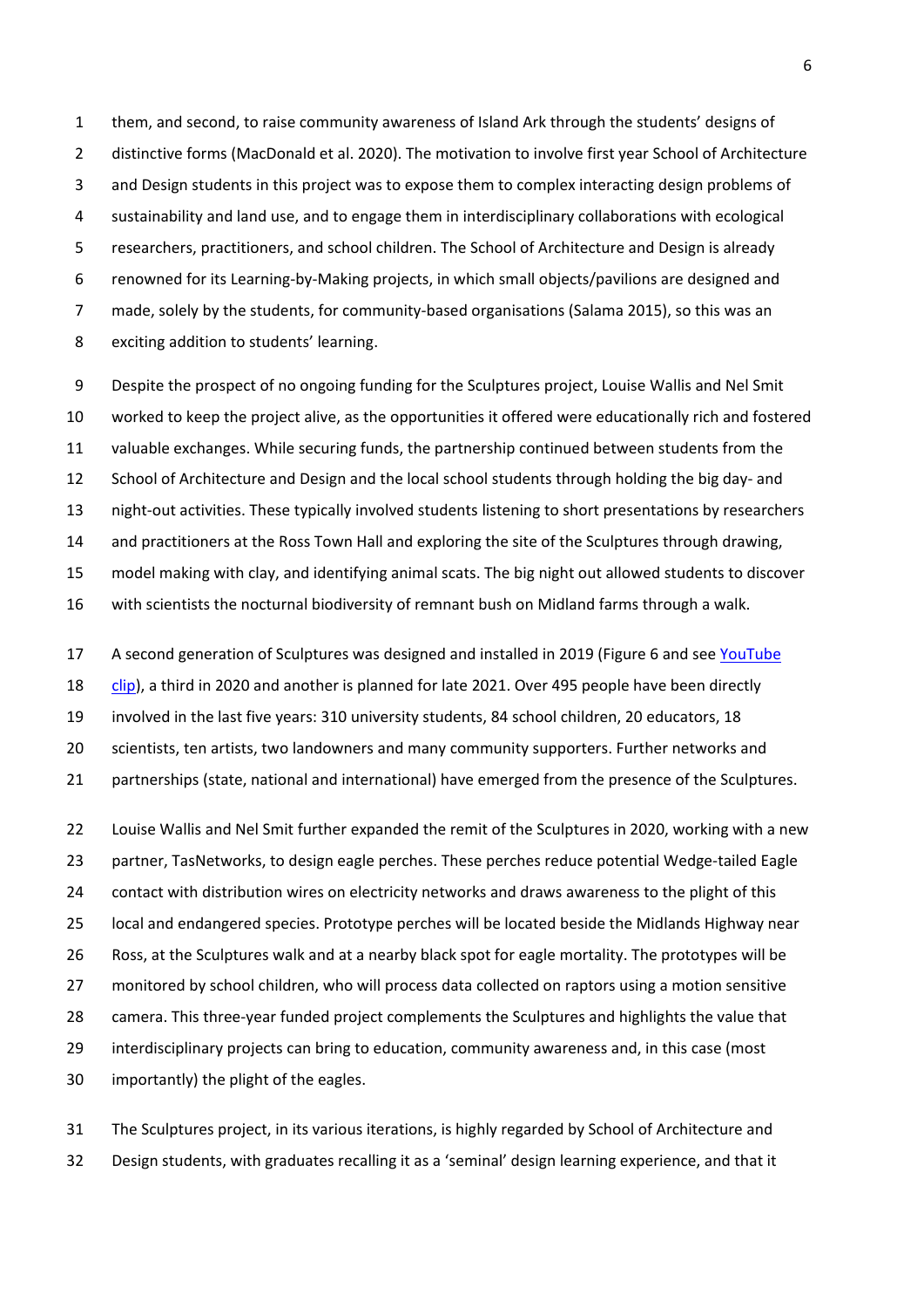them, and second, to raise community awareness of Island Ark through the students' designs of distinctive forms (MacDonald et al. 2020). The motivation to involve first year School of Architecture and Design students in this project was to expose them to complex interacting design problems of sustainability and land use, and to engage them in interdisciplinary collaborations with ecological researchers, practitioners, and school children. The School of Architecture and Design is already renowned for its Learning-by-Making projects, in which small objects/pavilions are designed and made, solely by the students, for community-based organisations (Salama 2015), so this was an exciting addition to students' learning.

Despite the prospect of no ongoing funding for the Sculptures project, Louise Wallis and Nel Smit worked to keep the project alive, as the opportunities it offered were educationally rich and fostered valuable exchanges. While securing funds, the partnership continued between students from the School of Architecture and Design and the local school students through holding the big day- and night-out activities. These typically involved students listening to short presentations by researchers and practitioners at the Ross Town Hall and exploring the site of the Sculptures through drawing, model making with clay, and identifying animal scats. The big night out allowed students to discover with scientists the nocturnal biodiversity of remnant bush on Midland farms through a walk.

A second generation of Sculptures was designed and installed in 2019 (Figure 6 and see YouTube clip), a third in 2020 and another is planned for late 2021. Over 495 people have been directly involved in the last five years: 310 university students, 84 school children, 20 educators, 18 scientists, ten artists, two landowners and many community supporters. Further networks and partnerships (state, national and international) have emerged from the presence of the Sculptures.

Louise Wallis and Nel Smit further expanded the remit of the Sculptures in 2020, working with a new partner, TasNetworks, to design eagle perches. These perches reduce potential Wedge-tailed Eagle contact with distribution wires on electricity networks and draws awareness to the plight of this local and endangered species. Prototype perches will be located beside the Midlands Highway near Ross, at the Sculptures walk and at a nearby black spot for eagle mortality. The prototypes will be monitored by school children, who will process data collected on raptors using a motion sensitive camera. This three-year funded project complements the Sculptures and highlights the value that interdisciplinary projects can bring to education, community awareness and, in this case (most importantly) the plight of the eagles.

The Sculptures project, in its various iterations, is highly regarded by School of Architecture and Design students, with graduates recalling it as a 'seminal' design learning experience, and that it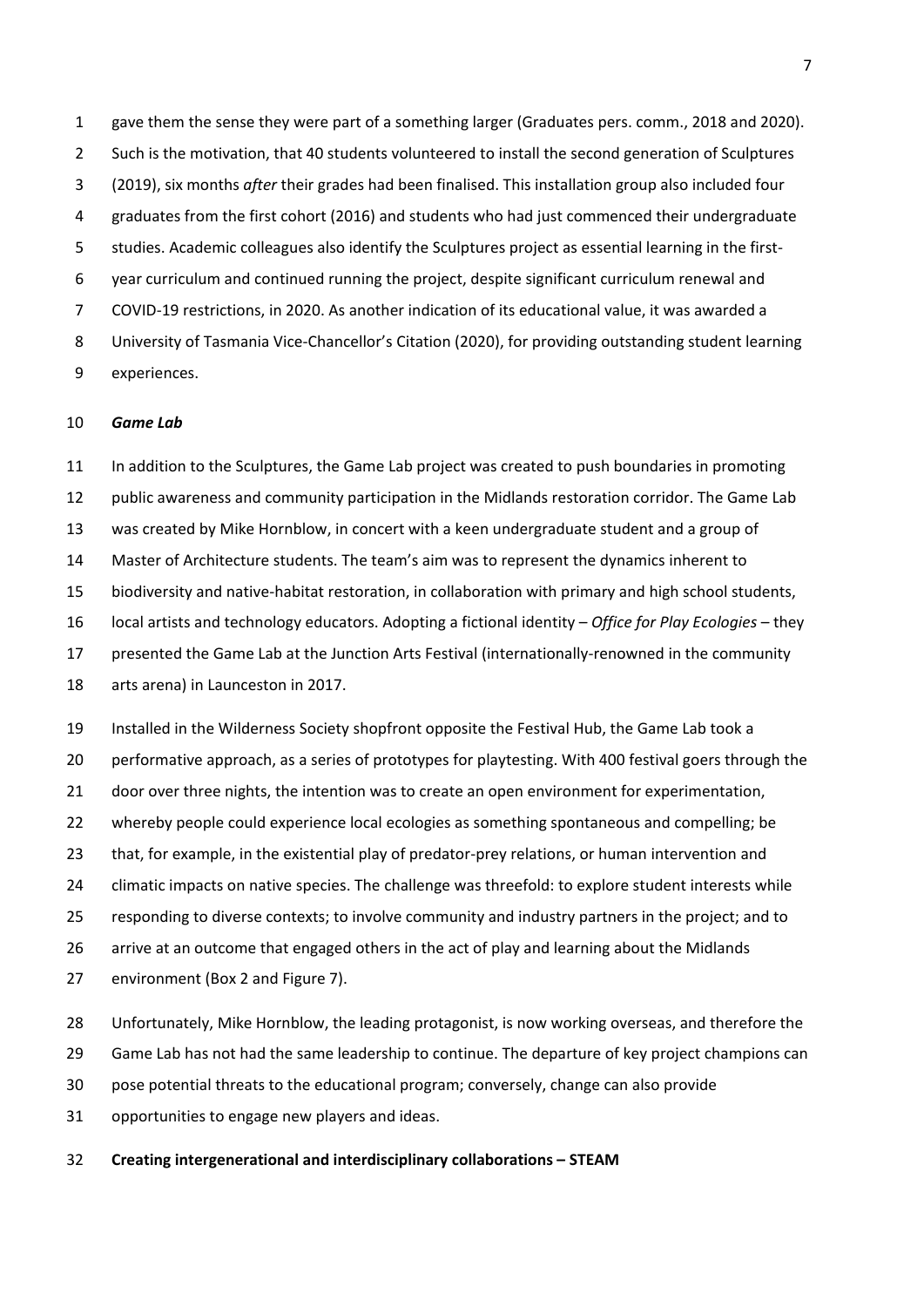gave them the sense they were part of a something larger (Graduates pers. comm., 2018 and 2020). Such is the motivation, that 40 students volunteered to install the second generation of Sculptures (2019), six months *after* their grades had been finalised. This installation group also included four graduates from the first cohort (2016) and students who had just commenced their undergraduate studies. Academic colleagues also identify the Sculptures project as essential learning in the first-year curriculum and continued running the project, despite significant curriculum renewal and COVID-19 restrictions, in 2020. As another indication of its educational value, it was awarded a University of Tasmania Vice-Chancellor's Citation (2020), for providing outstanding student learning experiences.

***Game Lab***

In addition to the Sculptures, the Game Lab project was created to push boundaries in promoting public awareness and community participation in the Midlands restoration corridor. The Game Lab was created by Mike Hornblow, in concert with a keen undergraduate student and a group of Master of Architecture students. The team's aim was to represent the dynamics inherent to biodiversity and native-habitat restoration, in collaboration with primary and high school students, local artists and technology educators. Adopting a fictional identity – *Office for Play Ecologies* – they presented the Game Lab at the Junction Arts Festival (internationally-renowned in the community arts arena) in Launceston in 2017.

Installed in the Wilderness Society shopfront opposite the Festival Hub, the Game Lab took a performative approach, as a series of prototypes for playtesting. With 400 festival goers through the door over three nights, the intention was to create an open environment for experimentation, whereby people could experience local ecologies as something spontaneous and compelling; be that, for example, in the existential play of predator-prey relations, or human intervention and climatic impacts on native species. The challenge was threefold: to explore student interests while responding to diverse contexts; to involve community and industry partners in the project; and to arrive at an outcome that engaged others in the act of play and learning about the Midlands environment (Box 2 and Figure 7).

Unfortunately, Mike Hornblow, the leading protagonist, is now working overseas, and therefore the Game Lab has not had the same leadership to continue. The departure of key project champions can pose potential threats to the educational program; conversely, change can also provide opportunities to engage new players and ideas.

**Creating intergenerational and interdisciplinary collaborations – STEAM**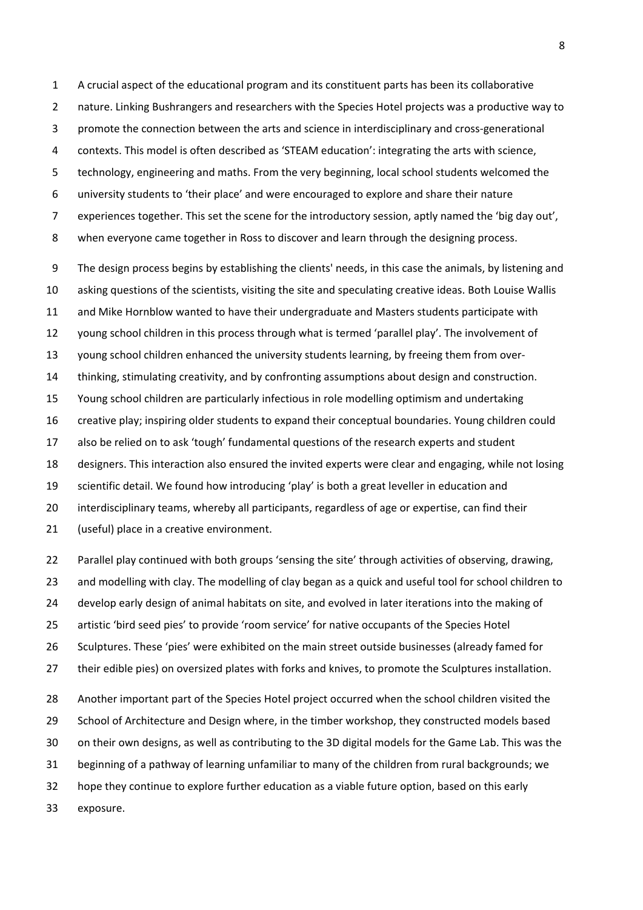A crucial aspect of the educational program and its constituent parts has been its collaborative nature. Linking Bushrangers and researchers with the Species Hotel projects was a productive way to promote the connection between the arts and science in interdisciplinary and cross-generational contexts. This model is often described as 'STEAM education': integrating the arts with science, technology, engineering and maths. From the very beginning, local school students welcomed the university students to 'their place' and were encouraged to explore and share their nature experiences together. This set the scene for the introductory session, aptly named the 'big day out', when everyone came together in Ross to discover and learn through the designing process.

The design process begins by establishing the clients' needs, in this case the animals, by listening and asking questions of the scientists, visiting the site and speculating creative ideas. Both Louise Wallis and Mike Hornblow wanted to have their undergraduate and Masters students participate with young school children in this process through what is termed 'parallel play'. The involvement of young school children enhanced the university students learning, by freeing them from over-thinking, stimulating creativity, and by confronting assumptions about design and construction. Young school children are particularly infectious in role modelling optimism and undertaking creative play; inspiring older students to expand their conceptual boundaries. Young children could also be relied on to ask 'tough' fundamental questions of the research experts and student designers. This interaction also ensured the invited experts were clear and engaging, while not losing scientific detail. We found how introducing 'play' is both a great leveller in education and interdisciplinary teams, whereby all participants, regardless of age or expertise, can find their (useful) place in a creative environment.

Parallel play continued with both groups 'sensing the site' through activities of observing, drawing, and modelling with clay. The modelling of clay began as a quick and useful tool for school children to develop early design of animal habitats on site, and evolved in later iterations into the making of artistic 'bird seed pies' to provide 'room service' for native occupants of the Species Hotel Sculptures. These 'pies' were exhibited on the main street outside businesses (already famed for their edible pies) on oversized plates with forks and knives, to promote the Sculptures installation.

Another important part of the Species Hotel project occurred when the school children visited the School of Architecture and Design where, in the timber workshop, they constructed models based on their own designs, as well as contributing to the 3D digital models for the Game Lab. This was the beginning of a pathway of learning unfamiliar to many of the children from rural backgrounds; we hope they continue to explore further education as a viable future option, based on this early exposure.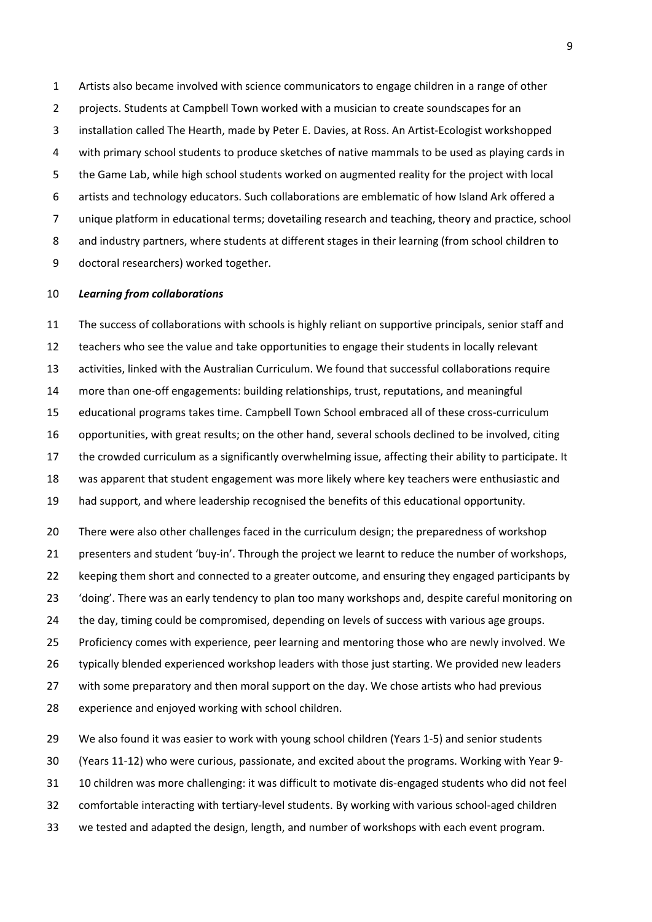Artists also became involved with science communicators to engage children in a range of other projects. Students at Campbell Town worked with a musician to create soundscapes for an installation called The Hearth, made by Peter E. Davies, at Ross. An Artist-Ecologist workshopped with primary school students to produce sketches of native mammals to be used as playing cards in the Game Lab, while high school students worked on augmented reality for the project with local artists and technology educators. Such collaborations are emblematic of how Island Ark offered a unique platform in educational terms; dovetailing research and teaching, theory and practice, school and industry partners, where students at different stages in their learning (from school children to doctoral researchers) worked together.

***Learning from collaborations***

The success of collaborations with schools is highly reliant on supportive principals, senior staff and teachers who see the value and take opportunities to engage their students in locally relevant activities, linked with the Australian Curriculum. We found that successful collaborations require more than one-off engagements: building relationships, trust, reputations, and meaningful educational programs takes time. Campbell Town School embraced all of these cross-curriculum opportunities, with great results; on the other hand, several schools declined to be involved, citing the crowded curriculum as a significantly overwhelming issue, affecting their ability to participate. It was apparent that student engagement was more likely where key teachers were enthusiastic and had support, and where leadership recognised the benefits of this educational opportunity.

There were also other challenges faced in the curriculum design; the preparedness of workshop presenters and student 'buy-in'. Through the project we learnt to reduce the number of workshops, keeping them short and connected to a greater outcome, and ensuring they engaged participants by 'doing'. There was an early tendency to plan too many workshops and, despite careful monitoring on the day, timing could be compromised, depending on levels of success with various age groups. Proficiency comes with experience, peer learning and mentoring those who are newly involved. We typically blended experienced workshop leaders with those just starting. We provided new leaders with some preparatory and then moral support on the day. We chose artists who had previous experience and enjoyed working with school children.

We also found it was easier to work with young school children (Years 1-5) and senior students (Years 11-12) who were curious, passionate, and excited about the programs. Working with Year 9-10 children was more challenging: it was difficult to motivate dis-engaged students who did not feel comfortable interacting with tertiary-level students. By working with various school-aged children we tested and adapted the design, length, and number of workshops with each event program.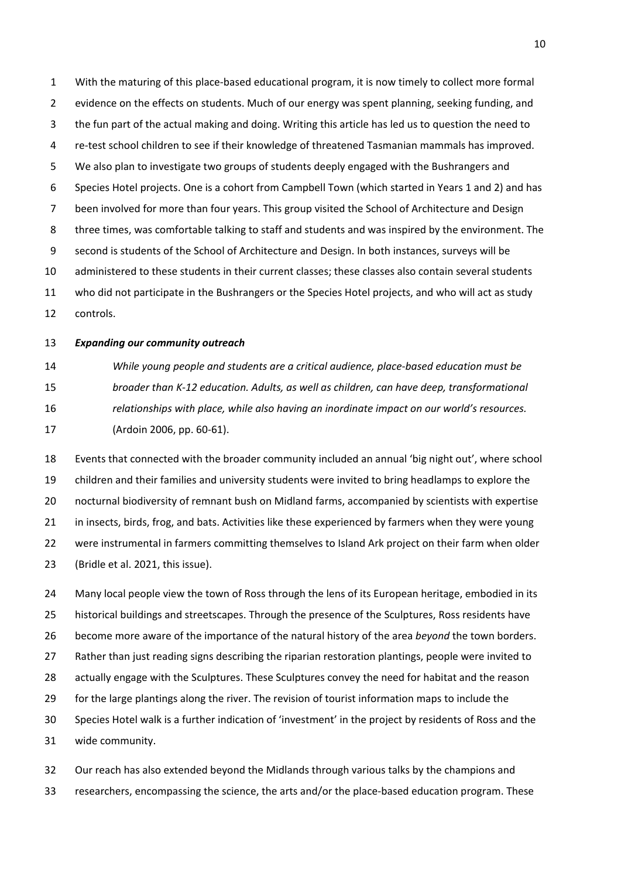With the maturing of this place-based educational program, it is now timely to collect more formal evidence on the effects on students. Much of our energy was spent planning, seeking funding, and the fun part of the actual making and doing. Writing this article has led us to question the need to re-test school children to see if their knowledge of threatened Tasmanian mammals has improved. We also plan to investigate two groups of students deeply engaged with the Bushrangers and Species Hotel projects. One is a cohort from Campbell Town (which started in Years 1 and 2) and has been involved for more than four years. This group visited the School of Architecture and Design three times, was comfortable talking to staff and students and was inspired by the environment. The second is students of the School of Architecture and Design. In both instances, surveys will be administered to these students in their current classes; these classes also contain several students who did not participate in the Bushrangers or the Species Hotel projects, and who will act as study controls.

### *Expanding our community outreach*

> *While young people and students are a critical audience, place-based education must be broader than K-12 education. Adults, as well as children, can have deep, transformational relationships with place, while also having an inordinate impact on our world's resources.* (Ardoin 2006, pp. 60-61).

Events that connected with the broader community included an annual 'big night out', where school children and their families and university students were invited to bring headlamps to explore the nocturnal biodiversity of remnant bush on Midland farms, accompanied by scientists with expertise in insects, birds, frog, and bats. Activities like these experienced by farmers when they were young were instrumental in farmers committing themselves to Island Ark project on their farm when older (Bridle et al. 2021, this issue).

Many local people view the town of Ross through the lens of its European heritage, embodied in its historical buildings and streetscapes. Through the presence of the Sculptures, Ross residents have become more aware of the importance of the natural history of the area *beyond* the town borders. Rather than just reading signs describing the riparian restoration plantings, people were invited to actually engage with the Sculptures. These Sculptures convey the need for habitat and the reason for the large plantings along the river. The revision of tourist information maps to include the Species Hotel walk is a further indication of 'investment' in the project by residents of Ross and the wide community.

Our reach has also extended beyond the Midlands through various talks by the champions and researchers, encompassing the science, the arts and/or the place-based education program. These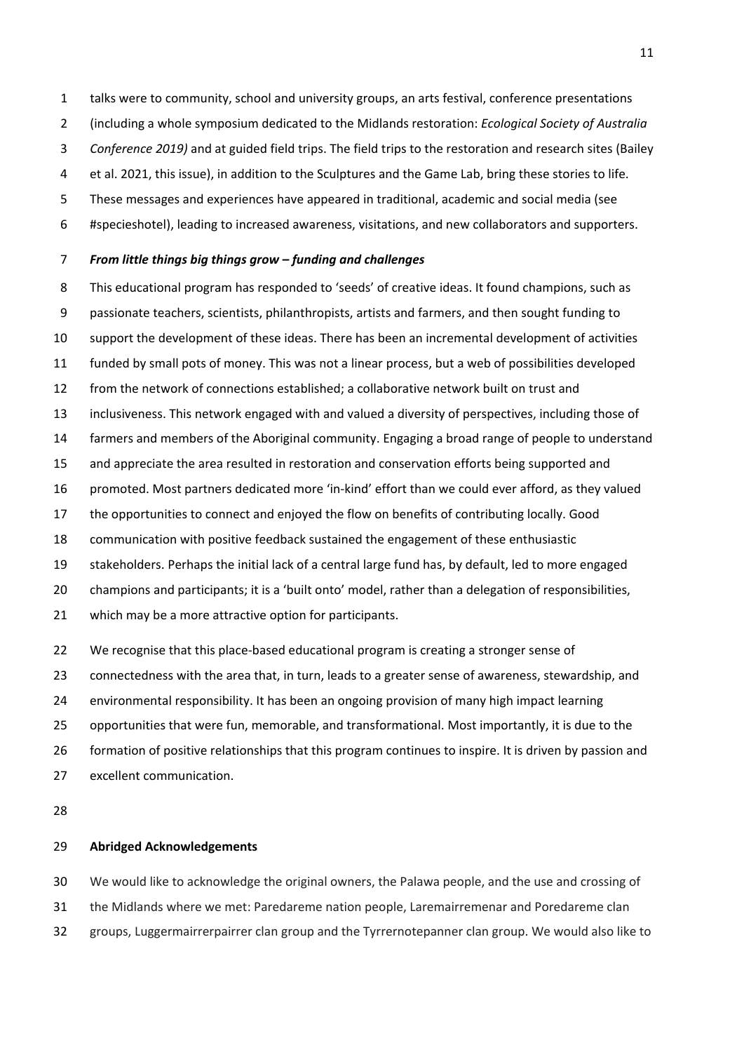talks were to community, school and university groups, an arts festival, conference presentations (including a whole symposium dedicated to the Midlands restoration: *Ecological Society of Australia Conference 2019)* and at guided field trips. The field trips to the restoration and research sites (Bailey et al. 2021, this issue), in addition to the Sculptures and the Game Lab, bring these stories to life. These messages and experiences have appeared in traditional, academic and social media (see #specieshotel), leading to increased awareness, visitations, and new collaborators and supporters.

***From little things big things grow – funding and challenges***

This educational program has responded to 'seeds' of creative ideas. It found champions, such as passionate teachers, scientists, philanthropists, artists and farmers, and then sought funding to support the development of these ideas. There has been an incremental development of activities funded by small pots of money. This was not a linear process, but a web of possibilities developed from the network of connections established; a collaborative network built on trust and inclusiveness. This network engaged with and valued a diversity of perspectives, including those of farmers and members of the Aboriginal community. Engaging a broad range of people to understand and appreciate the area resulted in restoration and conservation efforts being supported and promoted. Most partners dedicated more 'in-kind' effort than we could ever afford, as they valued the opportunities to connect and enjoyed the flow on benefits of contributing locally. Good communication with positive feedback sustained the engagement of these enthusiastic stakeholders. Perhaps the initial lack of a central large fund has, by default, led to more engaged champions and participants; it is a 'built onto' model, rather than a delegation of responsibilities, which may be a more attractive option for participants.

We recognise that this place-based educational program is creating a stronger sense of connectedness with the area that, in turn, leads to a greater sense of awareness, stewardship, and environmental responsibility. It has been an ongoing provision of many high impact learning opportunities that were fun, memorable, and transformational. Most importantly, it is due to the formation of positive relationships that this program continues to inspire. It is driven by passion and excellent communication.

**Abridged Acknowledgements**

We would like to acknowledge the original owners, the Palawa people, and the use and crossing of the Midlands where we met: Paredareme nation people, Laremairremenar and Poredareme clan groups, Luggermairrerpairrer clan group and the Tyrrernotepanner clan group. We would also like to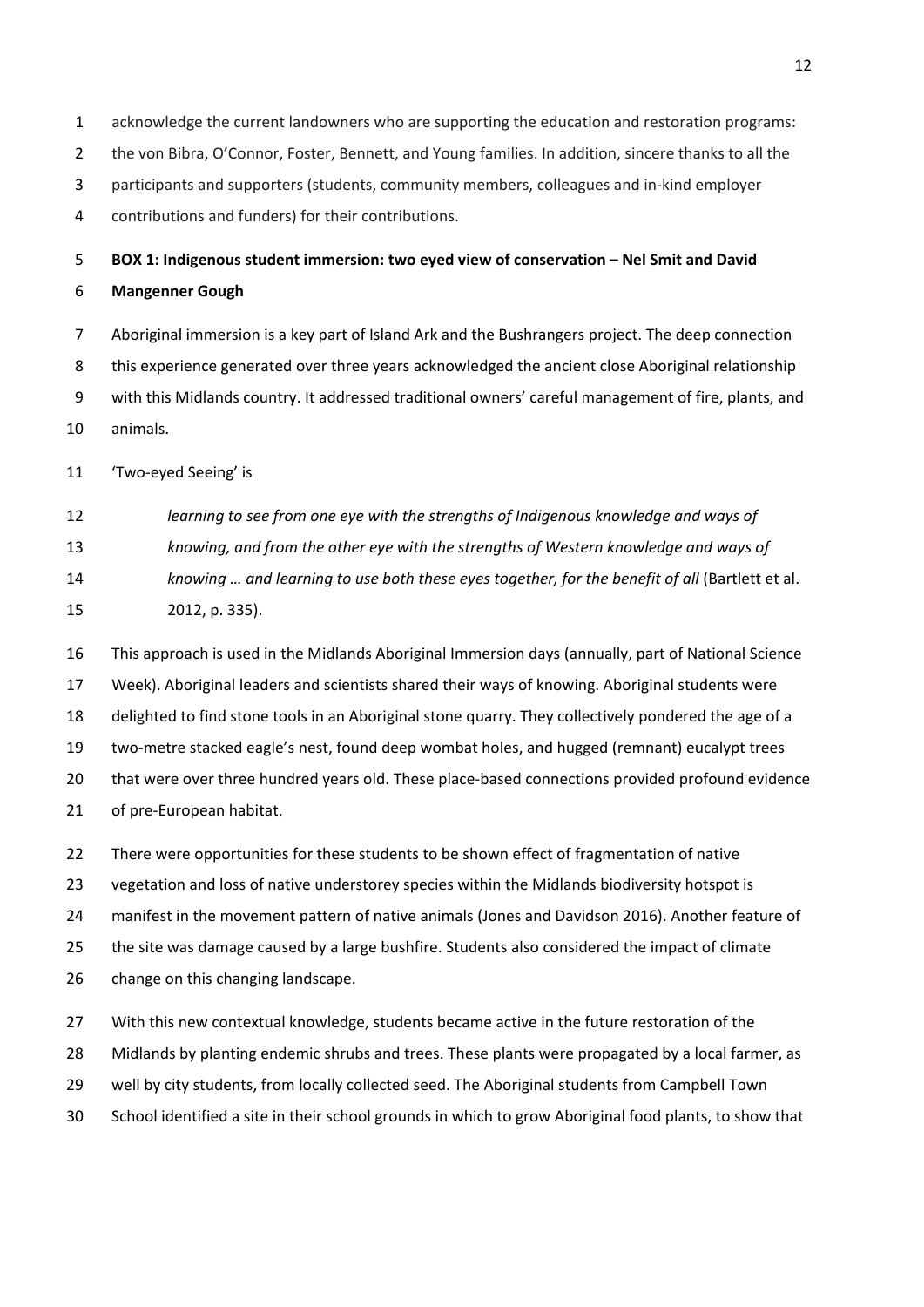acknowledge the current landowners who are supporting the education and restoration programs: the von Bibra, O'Connor, Foster, Bennett, and Young families. In addition, sincere thanks to all the participants and supporters (students, community members, colleagues and in-kind employer contributions and funders) for their contributions.

**BOX 1: Indigenous student immersion: two eyed view of conservation – Nel Smit and David Mangenner Gough**

Aboriginal immersion is a key part of Island Ark and the Bushrangers project. The deep connection this experience generated over three years acknowledged the ancient close Aboriginal relationship with this Midlands country. It addressed traditional owners' careful management of fire, plants, and animals.

'Two-eyed Seeing' is

> *learning to see from one eye with the strengths of Indigenous knowledge and ways of knowing, and from the other eye with the strengths of Western knowledge and ways of knowing … and learning to use both these eyes together, for the benefit of all* (Bartlett et al. 2012, p. 335).

This approach is used in the Midlands Aboriginal Immersion days (annually, part of National Science Week). Aboriginal leaders and scientists shared their ways of knowing. Aboriginal students were delighted to find stone tools in an Aboriginal stone quarry. They collectively pondered the age of a two-metre stacked eagle's nest, found deep wombat holes, and hugged (remnant) eucalypt trees that were over three hundred years old. These place-based connections provided profound evidence of pre-European habitat.

There were opportunities for these students to be shown effect of fragmentation of native vegetation and loss of native understorey species within the Midlands biodiversity hotspot is manifest in the movement pattern of native animals (Jones and Davidson 2016). Another feature of the site was damage caused by a large bushfire. Students also considered the impact of climate change on this changing landscape.

With this new contextual knowledge, students became active in the future restoration of the Midlands by planting endemic shrubs and trees. These plants were propagated by a local farmer, as well by city students, from locally collected seed. The Aboriginal students from Campbell Town School identified a site in their school grounds in which to grow Aboriginal food plants, to show that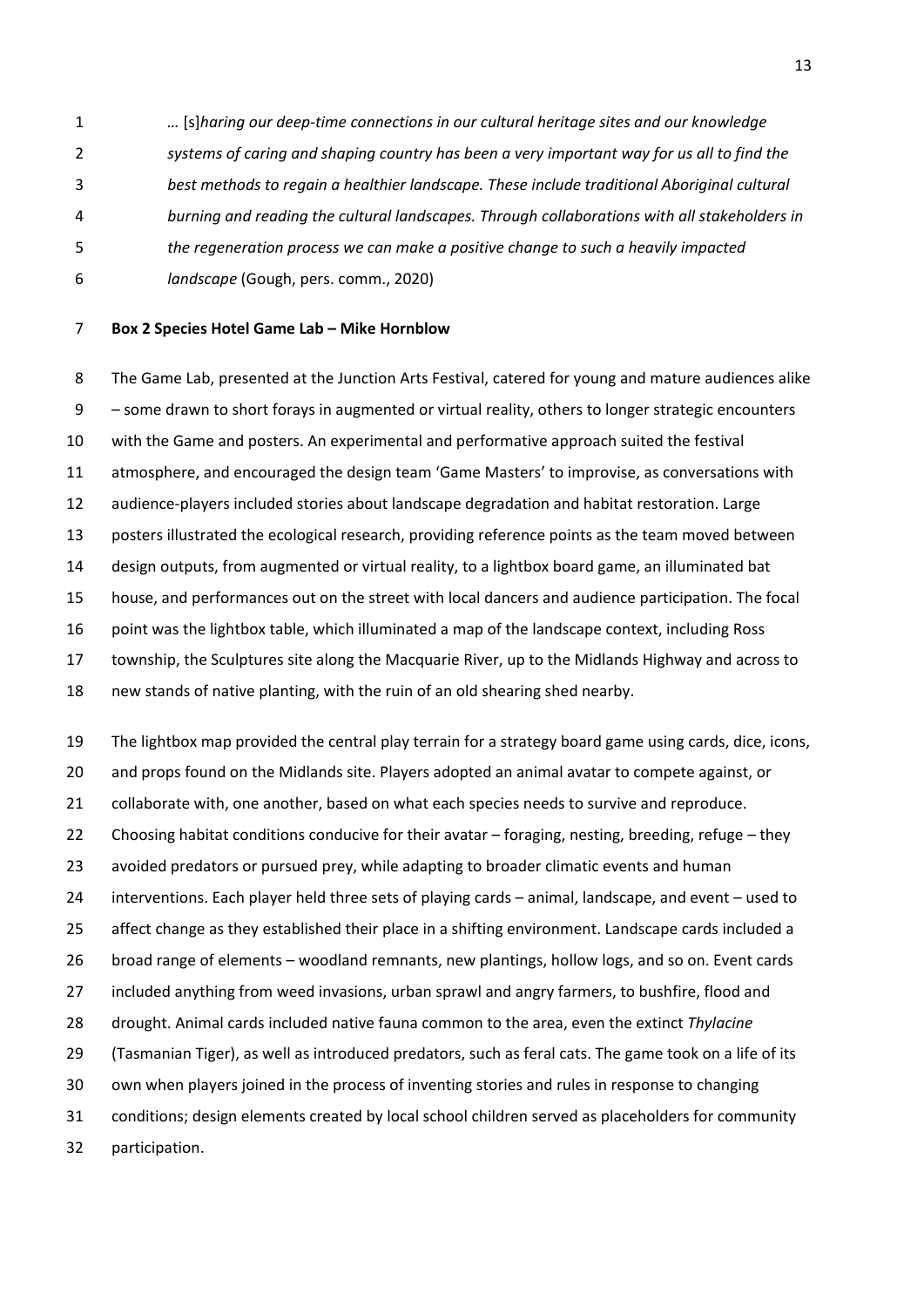> … [s]*haring our deep-time connections in our cultural heritage sites and our knowledge systems of caring and shaping country has been a very important way for us all to find the best methods to regain a healthier landscape. These include traditional Aboriginal cultural burning and reading the cultural landscapes. Through collaborations with all stakeholders in the regeneration process we can make a positive change to such a heavily impacted landscape* (Gough, pers. comm., 2020)

**Box 2 Species Hotel Game Lab – Mike Hornblow**

The Game Lab, presented at the Junction Arts Festival, catered for young and mature audiences alike – some drawn to short forays in augmented or virtual reality, others to longer strategic encounters with the Game and posters. An experimental and performative approach suited the festival atmosphere, and encouraged the design team 'Game Masters' to improvise, as conversations with audience-players included stories about landscape degradation and habitat restoration. Large posters illustrated the ecological research, providing reference points as the team moved between design outputs, from augmented or virtual reality, to a lightbox board game, an illuminated bat house, and performances out on the street with local dancers and audience participation. The focal point was the lightbox table, which illuminated a map of the landscape context, including Ross township, the Sculptures site along the Macquarie River, up to the Midlands Highway and across to new stands of native planting, with the ruin of an old shearing shed nearby.

The lightbox map provided the central play terrain for a strategy board game using cards, dice, icons, and props found on the Midlands site. Players adopted an animal avatar to compete against, or collaborate with, one another, based on what each species needs to survive and reproduce. Choosing habitat conditions conducive for their avatar – foraging, nesting, breeding, refuge – they avoided predators or pursued prey, while adapting to broader climatic events and human interventions. Each player held three sets of playing cards – animal, landscape, and event – used to affect change as they established their place in a shifting environment. Landscape cards included a broad range of elements – woodland remnants, new plantings, hollow logs, and so on. Event cards included anything from weed invasions, urban sprawl and angry farmers, to bushfire, flood and drought. Animal cards included native fauna common to the area, even the extinct *Thylacine* (Tasmanian Tiger), as well as introduced predators, such as feral cats. The game took on a life of its own when players joined in the process of inventing stories and rules in response to changing conditions; design elements created by local school children served as placeholders for community participation.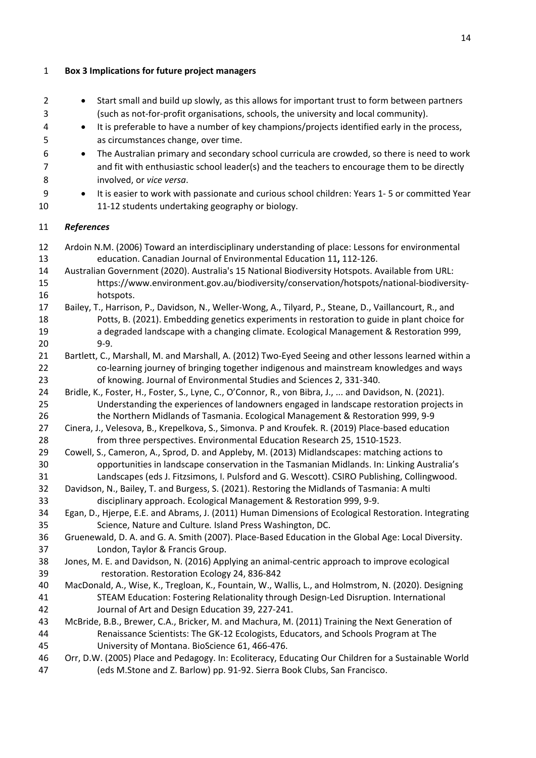**Box 3 Implications for future project managers**

- Start small and build up slowly, as this allows for important trust to form between partners (such as not-for-profit organisations, schools, the university and local community).
- It is preferable to have a number of key champions/projects identified early in the process, as circumstances change, over time.
- The Australian primary and secondary school curricula are crowded, so there is need to work and fit with enthusiastic school leader(s) and the teachers to encourage them to be directly involved, or *vice versa*.
- It is easier to work with passionate and curious school children: Years 1- 5 or committed Year 11-12 students undertaking geography or biology.

## *References*

Ardoin N.M. (2006) Toward an interdisciplinary understanding of place: Lessons for environmental education. Canadian Journal of Environmental Education 11**,** 112-126.

Australian Government (2020). Australia's 15 National Biodiversity Hotspots. Available from URL: https://www.environment.gov.au/biodiversity/conservation/hotspots/national-biodiversity-hotspots.

Bailey, T., Harrison, P., Davidson, N., Weller-Wong, A., Tilyard, P., Steane, D., Vaillancourt, R., and Potts, B. (2021). Embedding genetics experiments in restoration to guide in plant choice for a degraded landscape with a changing climate. Ecological Management & Restoration 999, 9-9.

Bartlett, C., Marshall, M. and Marshall, A. (2012) Two-Eyed Seeing and other lessons learned within a co-learning journey of bringing together indigenous and mainstream knowledges and ways of knowing. Journal of Environmental Studies and Sciences 2, 331-340.

Bridle, K., Foster, H., Foster, S., Lyne, C., O'Connor, R., von Bibra, J., ... and Davidson, N. (2021). Understanding the experiences of landowners engaged in landscape restoration projects in the Northern Midlands of Tasmania. Ecological Management & Restoration 999, 9-9

Cinera, J., Velesova, B., Krepelkova, S., Simonva. P and Kroufek. R. (2019) Place-based education from three perspectives. Environmental Education Research 25, 1510-1523.

Cowell, S., Cameron, A., Sprod, D. and Appleby, M. (2013) Midlandscapes: matching actions to opportunities in landscape conservation in the Tasmanian Midlands. In: Linking Australia's Landscapes (eds J. Fitzsimons, I. Pulsford and G. Wescott). CSIRO Publishing, Collingwood.

Davidson, N., Bailey, T. and Burgess, S. (2021). Restoring the Midlands of Tasmania: A multi disciplinary approach. Ecological Management & Restoration 999, 9-9.

Egan, D., Hjerpe, E.E. and Abrams, J. (2011) Human Dimensions of Ecological Restoration. Integrating Science, Nature and Culture*.* Island Press Washington, DC.

Gruenewald, D. A. and G. A. Smith (2007). Place-Based Education in the Global Age: Local Diversity. London, Taylor & Francis Group.

Jones, M. E. and Davidson, N. (2016) Applying an animal-centric approach to improve ecological restoration. Restoration Ecology 24, 836-842

MacDonald, A., Wise, K., Tregloan, K., Fountain, W., Wallis, L., and Holmstrom, N. (2020). Designing STEAM Education: Fostering Relationality through Design-Led Disruption. International Journal of Art and Design Education 39, 227-241.

McBride, B.B., Brewer, C.A., Bricker, M. and Machura, M. (2011) Training the Next Generation of Renaissance Scientists: The GK-12 Ecologists, Educators, and Schools Program at The University of Montana. BioScience 61, 466-476.

Orr, D.W. (2005) Place and Pedagogy. In: Ecoliteracy, Educating Our Children for a Sustainable World (eds M.Stone and Z. Barlow) pp. 91-92. Sierra Book Clubs, San Francisco.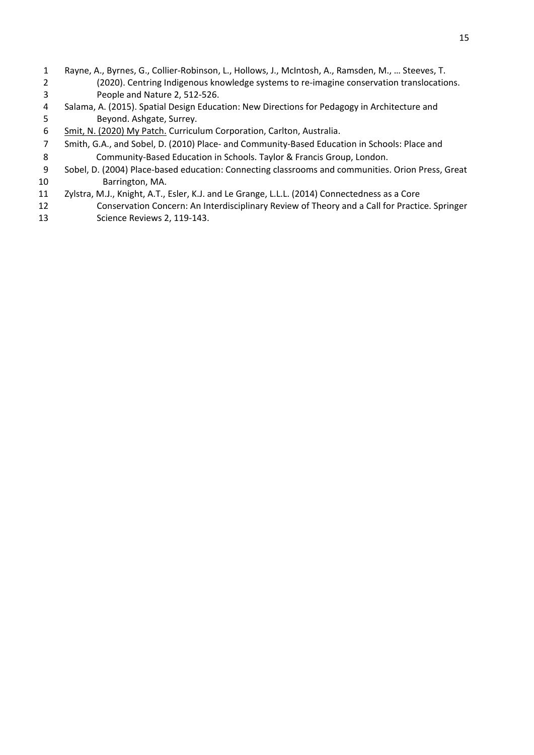Rayne, A., Byrnes, G., Collier-Robinson, L., Hollows, J., McIntosh, A., Ramsden, M., … Steeves, T. (2020). Centring Indigenous knowledge systems to re-imagine conservation translocations. People and Nature 2, 512-526.

Salama, A. (2015). Spatial Design Education: New Directions for Pedagogy in Architecture and Beyond. Ashgate, Surrey.

Smit, N. (2020) My Patch. Curriculum Corporation, Carlton, Australia.

Smith, G.A., and Sobel, D. (2010) Place- and Community-Based Education in Schools: Place and Community-Based Education in Schools. Taylor & Francis Group, London.

Sobel, D. (2004) Place-based education: Connecting classrooms and communities. Orion Press, Great Barrington, MA.

Zylstra, M.J., Knight, A.T., Esler, K.J. and Le Grange, L.L.L. (2014) Connectedness as a Core Conservation Concern: An Interdisciplinary Review of Theory and a Call for Practice. Springer Science Reviews 2, 119-143.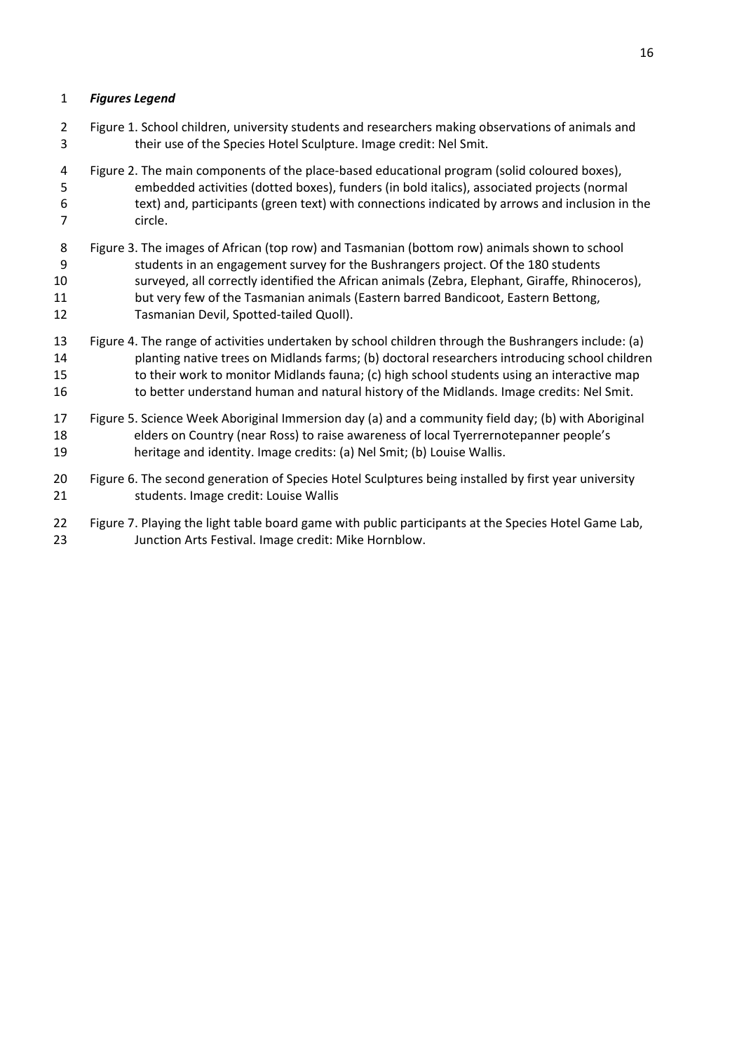***Figures Legend***

Figure 1. School children, university students and researchers making observations of animals and their use of the Species Hotel Sculpture. Image credit: Nel Smit.

Figure 2. The main components of the place-based educational program (solid coloured boxes), embedded activities (dotted boxes), funders (in bold italics), associated projects (normal text) and, participants (green text) with connections indicated by arrows and inclusion in the circle.

Figure 3. The images of African (top row) and Tasmanian (bottom row) animals shown to school students in an engagement survey for the Bushrangers project. Of the 180 students surveyed, all correctly identified the African animals (Zebra, Elephant, Giraffe, Rhinoceros), but very few of the Tasmanian animals (Eastern barred Bandicoot, Eastern Bettong, Tasmanian Devil, Spotted-tailed Quoll).

Figure 4. The range of activities undertaken by school children through the Bushrangers include: (a) planting native trees on Midlands farms; (b) doctoral researchers introducing school children to their work to monitor Midlands fauna; (c) high school students using an interactive map to better understand human and natural history of the Midlands. Image credits: Nel Smit.

Figure 5. Science Week Aboriginal Immersion day (a) and a community field day; (b) with Aboriginal elders on Country (near Ross) to raise awareness of local Tyerrernotepanner people's heritage and identity. Image credits: (a) Nel Smit; (b) Louise Wallis.

Figure 6. The second generation of Species Hotel Sculptures being installed by first year university students. Image credit: Louise Wallis

Figure 7. Playing the light table board game with public participants at the Species Hotel Game Lab, Junction Arts Festival. Image credit: Mike Hornblow.